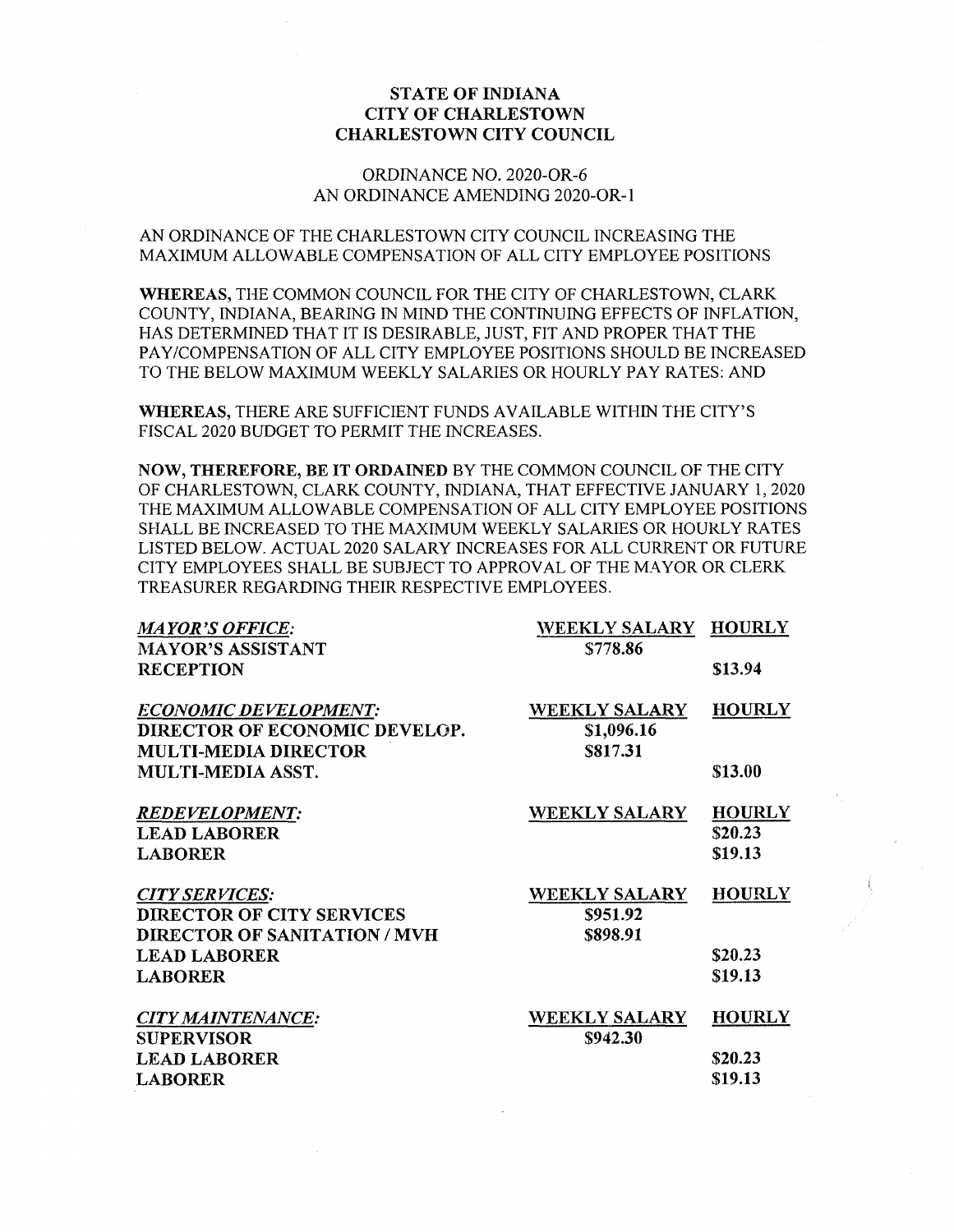# STATE OF INDIANA
# CITY OF CHARLESTOWN
# CHARLESTOWN CITY COUNCIL

## ORDINANCE NO. 2020-OR-6
## AN ORDINANCE AMENDING 2020-OR-1

AN ORDINANCE OF THE CHARLESTOWN CITY COUNCIL INCREASING THE MAXIMUM ALLOWABLE COMPENSATION OF ALL CITY EMPLOYEE POSITIONS

**WHEREAS,** THE COMMON COUNCIL FOR THE CITY OF CHARLESTOWN, CLARK COUNTY, INDIANA, BEARING IN MIND THE CONTINUING EFFECTS OF INFLATION, HAS DETERMINED THAT IT IS DESIRABLE, JUST, FIT AND PROPER THAT THE PAY/COMPENSATION OF ALL CITY EMPLOYEE POSITIONS SHOULD BE INCREASED TO THE BELOW MAXIMUM WEEKLY SALARIES OR HOURLY PAY RATES: AND

**WHEREAS,** THERE ARE SUFFICIENT FUNDS AVAILABLE WITHIN THE CITY'S FISCAL 2020 BUDGET TO PERMIT THE INCREASES.

**NOW, THEREFORE, BE IT ORDAINED** BY THE COMMON COUNCIL OF THE CITY OF CHARLESTOWN, CLARK COUNTY, INDIANA, THAT EFFECTIVE JANUARY 1, 2020 THE MAXIMUM ALLOWABLE COMPENSATION OF ALL CITY EMPLOYEE POSITIONS SHALL BE INCREASED TO THE MAXIMUM WEEKLY SALARIES OR HOURLY RATES LISTED BELOW. ACTUAL 2020 SALARY INCREASES FOR ALL CURRENT OR FUTURE CITY EMPLOYEES SHALL BE SUBJECT TO APPROVAL OF THE MAYOR OR CLERK TREASURER REGARDING THEIR RESPECTIVE EMPLOYEES.

| *MAYOR'S OFFICE:* | WEEKLY SALARY | HOURLY |
|---|---|---|
| **MAYOR'S ASSISTANT** | $778.86 | |
| **RECEPTION** | | $13.94 |
| | | |
| *ECONOMIC DEVELOPMENT:* | **WEEKLY SALARY** | **HOURLY** |
| **DIRECTOR OF ECONOMIC DEVELOP.** | $1,096.16 | |
| **MULTI-MEDIA DIRECTOR** | $817.31 | |
| **MULTI-MEDIA ASST.** | | $13.00 |
| | | |
| *REDEVELOPMENT:* | **WEEKLY SALARY** | **HOURLY** |
| **LEAD LABORER** | | $20.23 |
| **LABORER** | | $19.13 |
| | | |
| *CITY SERVICES:* | **WEEKLY SALARY** | **HOURLY** |
| **DIRECTOR OF CITY SERVICES** | $951.92 | |
| **DIRECTOR OF SANITATION / MVH** | $898.91 | |
| **LEAD LABORER** | | $20.23 |
| **LABORER** | | $19.13 |
| | | |
| *CITY MAINTENANCE:* | **WEEKLY SALARY** | **HOURLY** |
| **SUPERVISOR** | $942.30 | |
| **LEAD LABORER** | | $20.23 |
| **LABORER** | | $19.13 |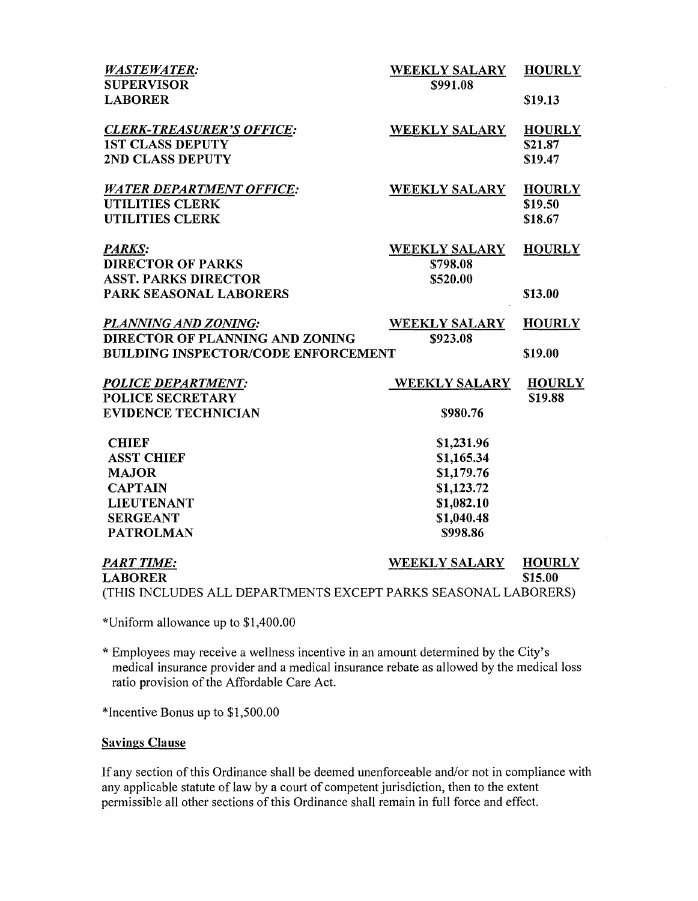| *WASTEWATER:* | WEEKLY SALARY | HOURLY |
|---|---|---|
| **SUPERVISOR** | **$991.08** | |
| **LABORER** | | **$19.13** |

| *CLERK-TREASURER'S OFFICE:* | WEEKLY SALARY | HOURLY |
|---|---|---|
| **1ST CLASS DEPUTY** | | **$21.87** |
| **2ND CLASS DEPUTY** | | **$19.47** |

| *WATER DEPARTMENT OFFICE:* | WEEKLY SALARY | HOURLY |
|---|---|---|
| **UTILITIES CLERK** | | **$19.50** |
| **UTILITIES CLERK** | | **$18.67** |

| *PARKS:* | WEEKLY SALARY | HOURLY |
|---|---|---|
| **DIRECTOR OF PARKS** | **$798.08** | |
| **ASST. PARKS DIRECTOR** | **$520.00** | |
| **PARK SEASONAL LABORERS** | | **$13.00** |

| *PLANNING AND ZONING:* | WEEKLY SALARY | HOURLY |
|---|---|---|
| **DIRECTOR OF PLANNING AND ZONING** | **$923.08** | |
| **BUILDING INSPECTOR/CODE ENFORCEMENT** | | **$19.00** |

| *POLICE DEPARTMENT:* | WEEKLY SALARY | HOURLY |
|---|---|---|
| **POLICE SECRETARY** | | **$19.88** |
| **EVIDENCE TECHNICIAN** | **$980.76** | |
| **CHIEF** | **$1,231.96** | |
| **ASST CHIEF** | **$1,165.34** | |
| **MAJOR** | **$1,179.76** | |
| **CAPTAIN** | **$1,123.72** | |
| **LIEUTENANT** | **$1,082.10** | |
| **SERGEANT** | **$1,040.48** | |
| **PATROLMAN** | **$998.86** | |

| *PART TIME:* | WEEKLY SALARY | HOURLY |
|---|---|---|
| **LABORER** | | **$15.00** |

(THIS INCLUDES ALL DEPARTMENTS EXCEPT PARKS SEASONAL LABORERS)

*Uniform allowance up to $1,400.00

* Employees may receive a wellness incentive in an amount determined by the City's medical insurance provider and a medical insurance rebate as allowed by the medical loss ratio provision of the Affordable Care Act.

*Incentive Bonus up to $1,500.00

**Savings Clause**

If any section of this Ordinance shall be deemed unenforceable and/or not in compliance with any applicable statute of law by a court of competent jurisdiction, then to the extent permissible all other sections of this Ordinance shall remain in full force and effect.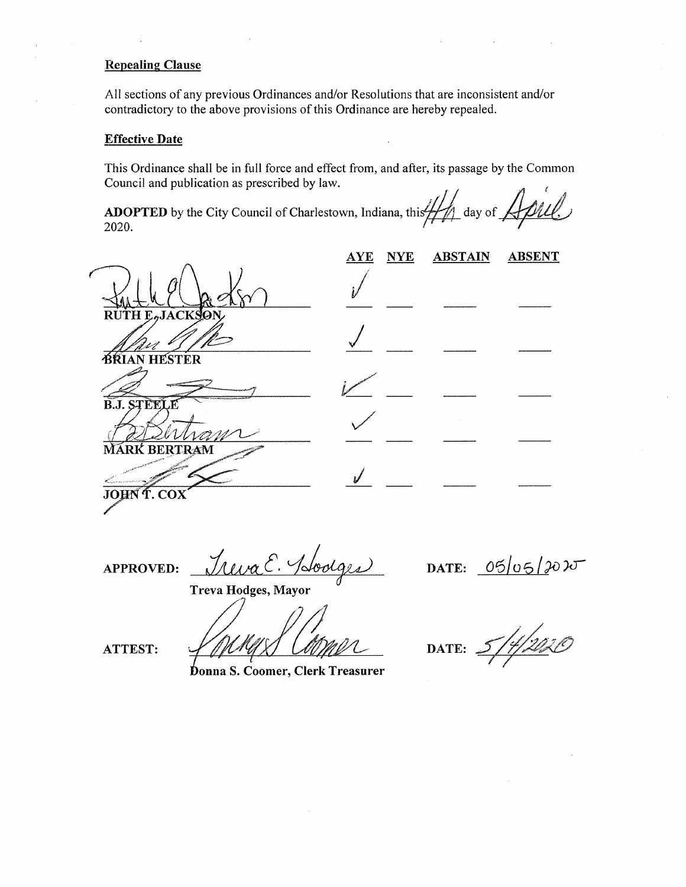**Repealing Clause**

All sections of any previous Ordinances and/or Resolutions that are inconsistent and/or contradictory to the above provisions of this Ordinance are hereby repealed.

**Effective Date**

This Ordinance shall be in full force and effect from, and after, its passage by the Common Council and publication as prescribed by law.

**ADOPTED** by the City Council of Charlestown, Indiana, this 4th day of April 2020.

| | AYE | NYE | ABSTAIN | ABSENT |
|---|---|---|---|---|
| RUTH E. JACKSON | ✓ | | | |
| BRIAN HESTER | ✓ | | | |
| B.J. STEELE | ✓ | | | |
| MARK BERTRAM | ✓ | | | |
| JOHN T. COX | ✓ | | | |

APPROVED: Treva E. Hodges
**Treva Hodges, Mayor**

DATE: 05/05/2020

ATTEST: Donna S. Coomer
**Donna S. Coomer, Clerk Treasurer**

DATE: 5/4/2020